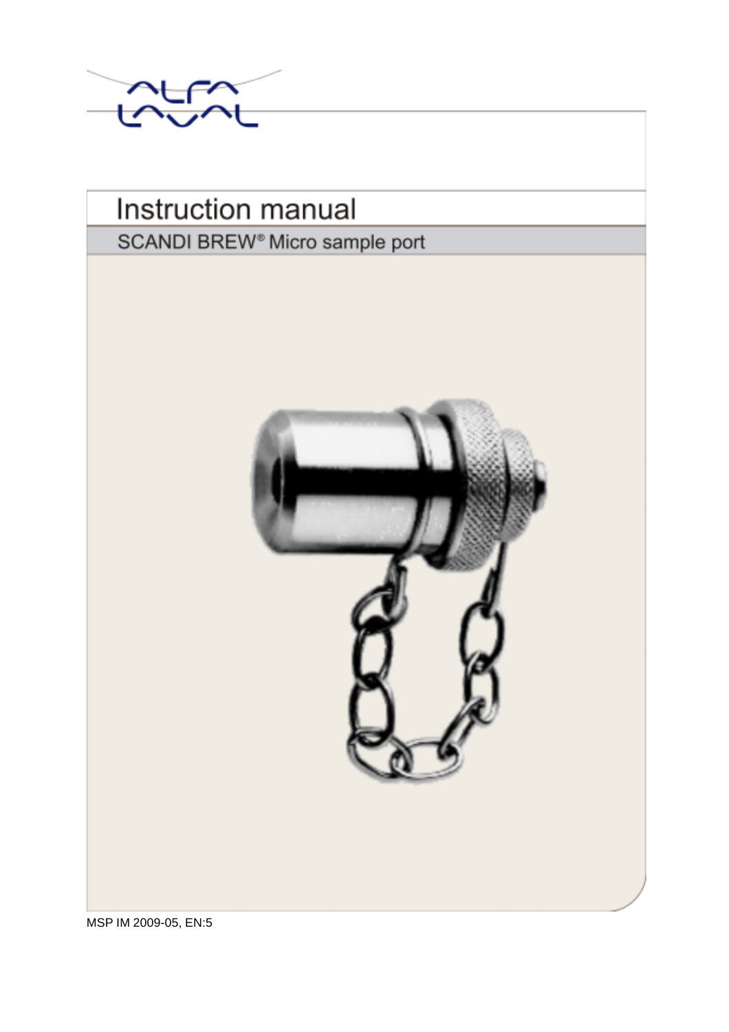# Instruction manual

## SCANDI BREW® Micro sample port

MSP IM 2009-05, EN:5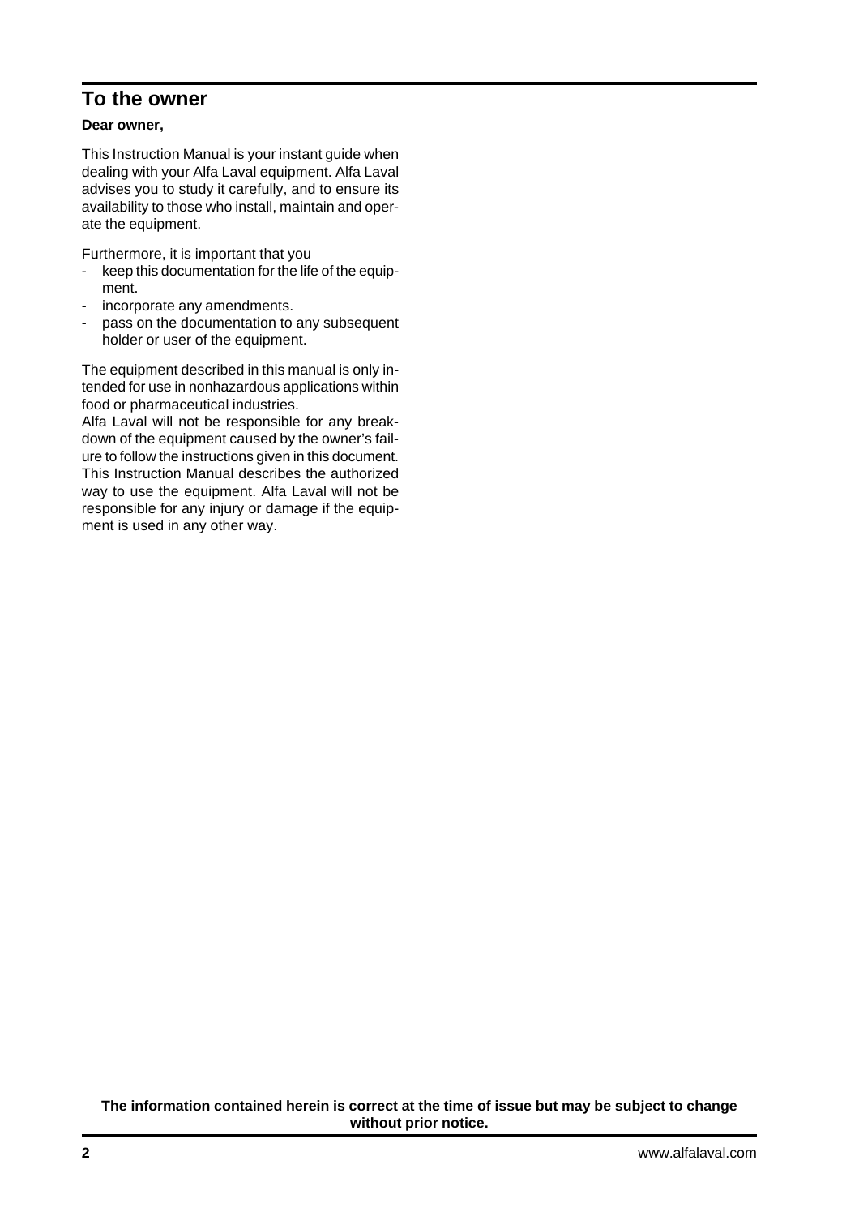## To the owner

**Dear owner,**

This Instruction Manual is your instant guide when dealing with your Alfa Laval equipment. Alfa Laval advises you to study it carefully, and to ensure its availability to those who install, maintain and operate the equipment.

Furthermore, it is important that you

- keep this documentation for the life of the equipment.
- incorporate any amendments.
- pass on the documentation to any subsequent holder or user of the equipment.

The equipment described in this manual is only intended for use in nonhazardous applications within food or pharmaceutical industries.

Alfa Laval will not be responsible for any breakdown of the equipment caused by the owner's failure to follow the instructions given in this document. This Instruction Manual describes the authorized way to use the equipment. Alfa Laval will not be responsible for any injury or damage if the equipment is used in any other way.

**The information contained herein is correct at the time of issue but may be subject to change without prior notice.**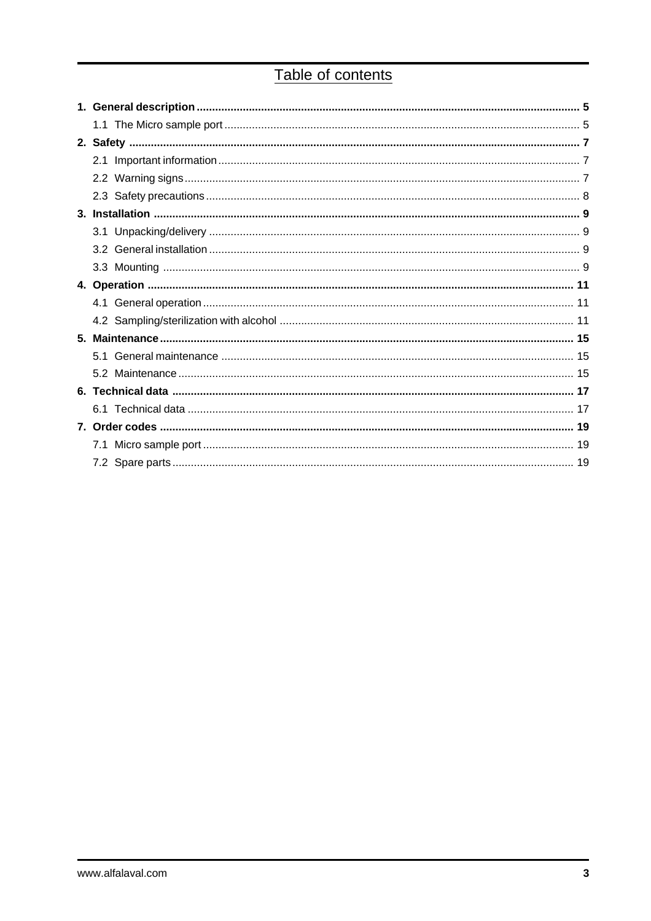# Table of contents

**1. General description ........................................................................................................................ 5**

1.1 The Micro sample port ................................................................................................................ 5

**2. Safety ................................................................................................................................................ 7**

2.1 Important information ................................................................................................................... 7

2.2 Warning signs .............................................................................................................................. 7

2.3 Safety precautions ....................................................................................................................... 8

**3. Installation ........................................................................................................................................ 9**

3.1 Unpacking/delivery ...................................................................................................................... 9

3.2 General installation ...................................................................................................................... 9

3.3 Mounting ..................................................................................................................................... 9

**4. Operation ........................................................................................................................................ 11**

4.1 General operation ...................................................................................................................... 11

4.2 Sampling/sterilization with alcohol .............................................................................................. 11

**5. Maintenance .................................................................................................................................... 15**

5.1 General maintenance ................................................................................................................. 15

5.2 Maintenance ............................................................................................................................... 15

**6. Technical data ................................................................................................................................ 17**

6.1 Technical data ............................................................................................................................ 17

**7. Order codes .................................................................................................................................... 19**

7.1 Micro sample port ....................................................................................................................... 19

7.2 Spare parts ................................................................................................................................ 19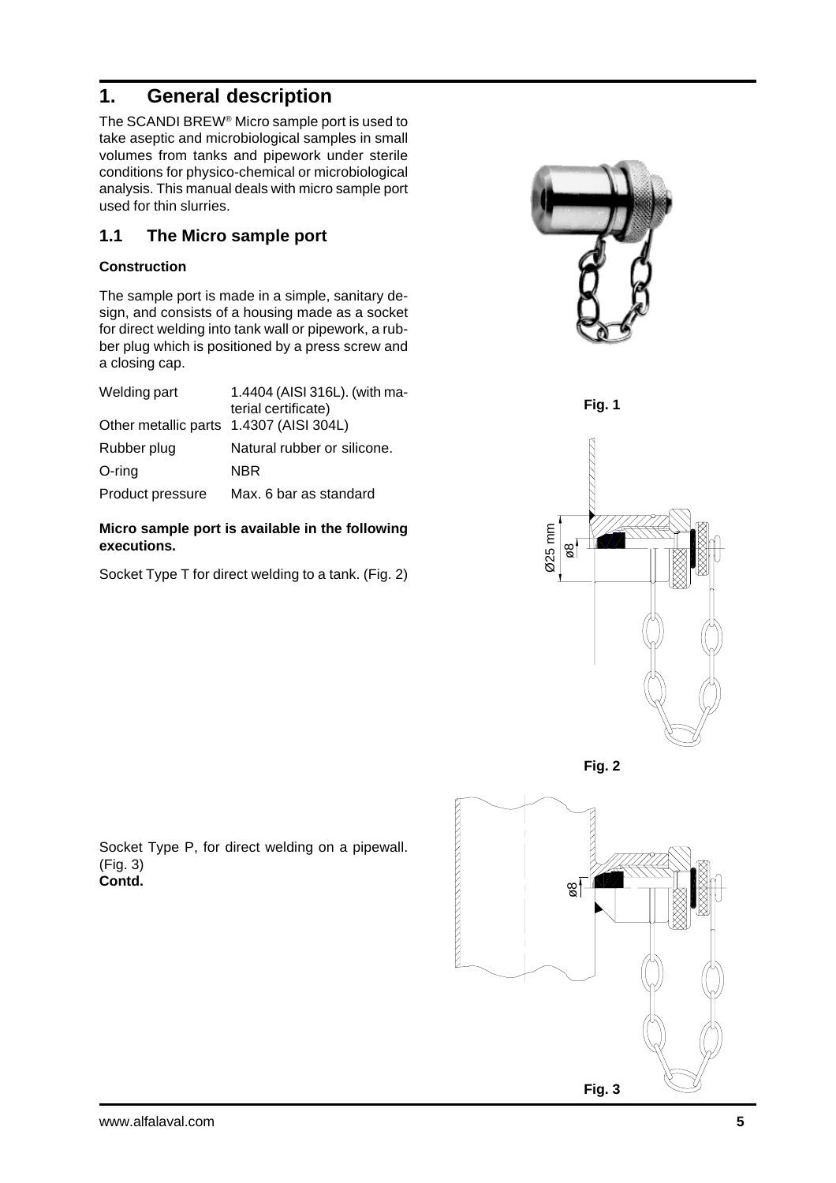# 1. General description

The SCANDI BREW® Micro sample port is used to take aseptic and microbiological samples in small volumes from tanks and pipework under sterile conditions for physico-chemical or microbiological analysis. This manual deals with micro sample port used for thin slurries.

## 1.1 The Micro sample port

**Construction**

The sample port is made in a simple, sanitary design, and consists of a housing made as a socket for direct welding into tank wall or pipework, a rubber plug which is positioned by a press screw and a closing cap.

| | |
|---|---|
| Welding part | 1.4404 (AISI 316L). (with material certificate) |
| Other metallic parts | 1.4307 (AISI 304L) |
| Rubber plug | Natural rubber or silicone. |
| O-ring | NBR |
| Product pressure | Max. 6 bar as standard |

**Micro sample port is available in the following executions.**

Socket Type T for direct welding to a tank. (Fig. 2)

Fig. 1

Ø25 mm

ø8

Fig. 2

Socket Type P, for direct welding on a pipewall. (Fig. 3)
**Contd.**

ø8

Fig. 3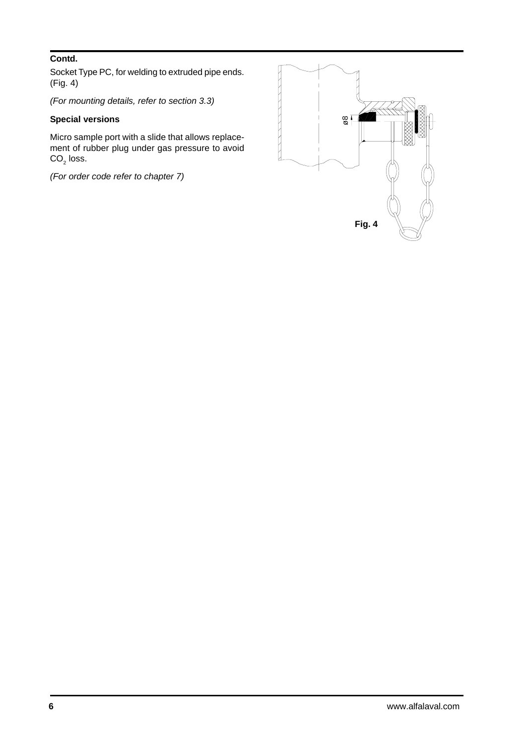**Contd.**

Socket Type PC, for welding to extruded pipe ends. (Fig. 4)

*(For mounting details, refer to section 3.3)*

**Special versions**

Micro sample port with a slide that allows replacement of rubber plug under gas pressure to avoid $CO_2$ loss.

*(For order code refer to chapter 7)*

ø8

**Fig. 4**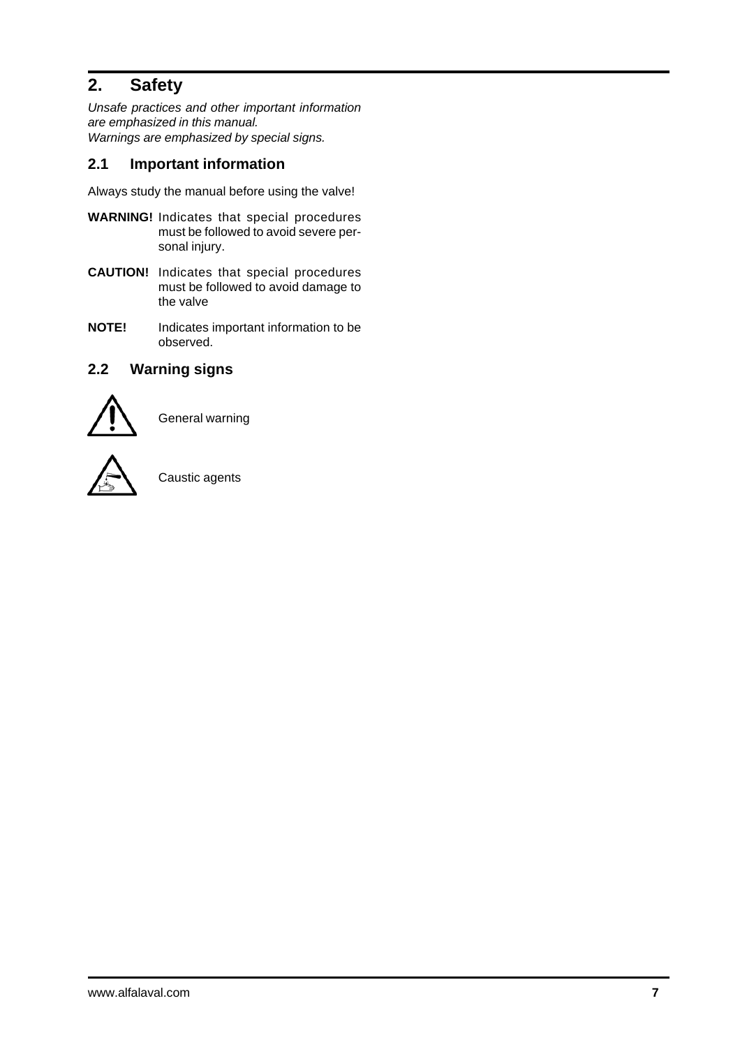# 2. Safety

*Unsafe practices and other important information are emphasized in this manual.*
*Warnings are emphasized by special signs.*

## 2.1 Important information

Always study the manual before using the valve!

**WARNING!** Indicates that special procedures must be followed to avoid severe personal injury.

**CAUTION!** Indicates that special procedures must be followed to avoid damage to the valve

**NOTE!** Indicates important information to be observed.

## 2.2 Warning signs

General warning

Caustic agents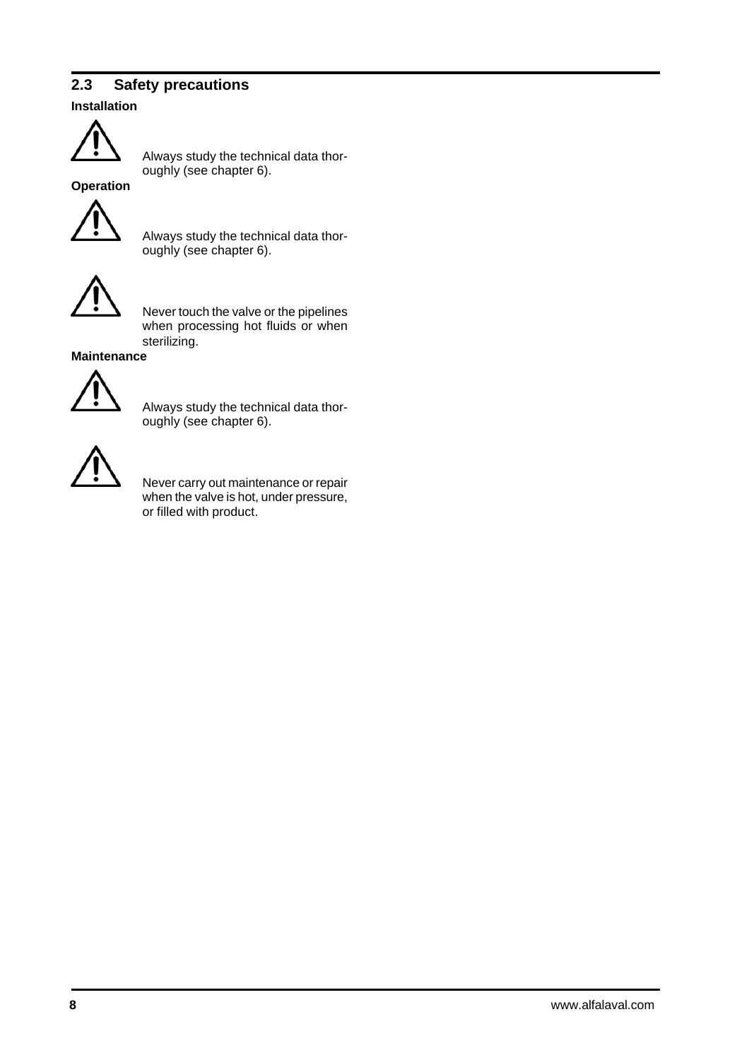## 2.3 Safety precautions

**Installation**

Always study the technical data thoroughly (see chapter 6).

**Operation**

Always study the technical data thoroughly (see chapter 6).

Never touch the valve or the pipelines when processing hot fluids or when sterilizing.

**Maintenance**

Always study the technical data thoroughly (see chapter 6).

Never carry out maintenance or repair when the valve is hot, under pressure, or filled with product.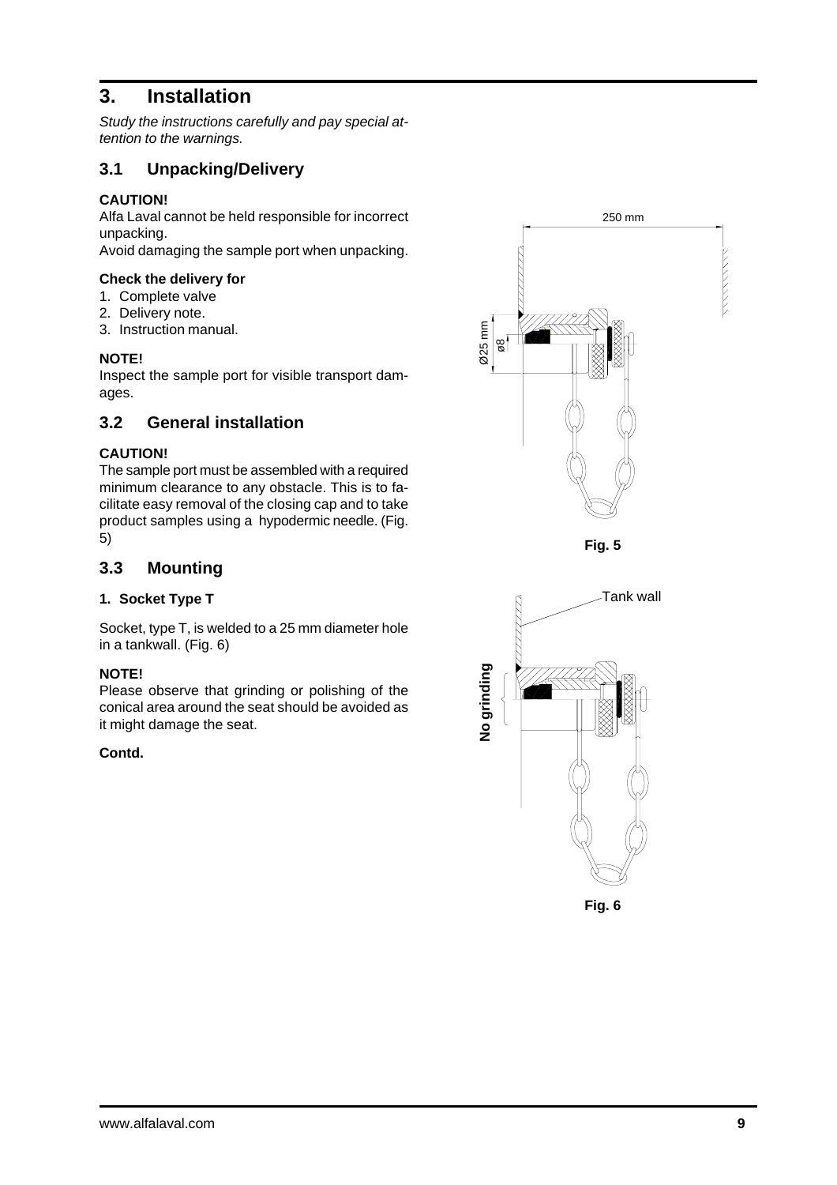## 3. Installation

*Study the instructions carefully and pay special attention to the warnings.*

### 3.1 Unpacking/Delivery

**CAUTION!**
Alfa Laval cannot be held responsible for incorrect unpacking.
Avoid damaging the sample port when unpacking.

**Check the delivery for**

1. Complete valve
2. Delivery note.
3. Instruction manual.

**NOTE!**
Inspect the sample port for visible transport damages.

### 3.2 General installation

**CAUTION!**
The sample port must be assembled with a required minimum clearance to any obstacle. This is to facilitate easy removal of the closing cap and to take product samples using a hypodermic needle. (Fig. 5)

Fig. 5

### 3.3 Mounting

**1. Socket Type T**

Socket, type T, is welded to a 25 mm diameter hole in a tankwall. (Fig. 6)

**NOTE!**
Please observe that grinding or polishing of the conical area around the seat should be avoided as it might damage the seat.

**Contd.**

Fig. 6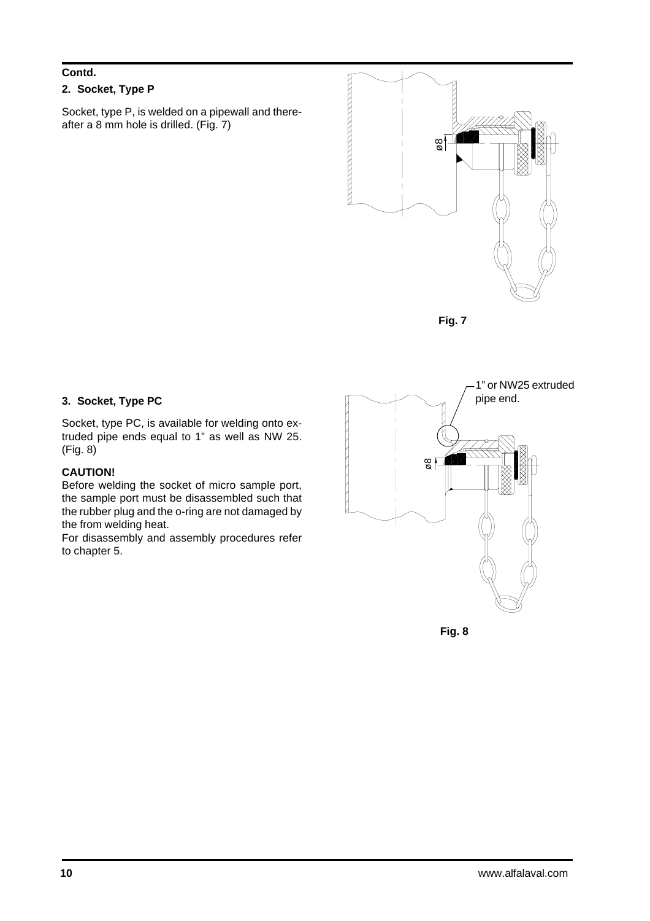**Contd.**

## 2. Socket, Type P

Socket, type P, is welded on a pipewall and thereafter a 8 mm hole is drilled. (Fig. 7)

ø8

**Fig. 7**

## 3. Socket, Type PC

Socket, type PC, is available for welding onto extruded pipe ends equal to 1" as well as NW 25. (Fig. 8)

**CAUTION!**

Before welding the socket of micro sample port, the sample port must be disassembled such that the rubber plug and the o-ring are not damaged by the from welding heat.

For disassembly and assembly procedures refer to chapter 5.

1" or NW25 extruded pipe end.

ø8

**Fig. 8**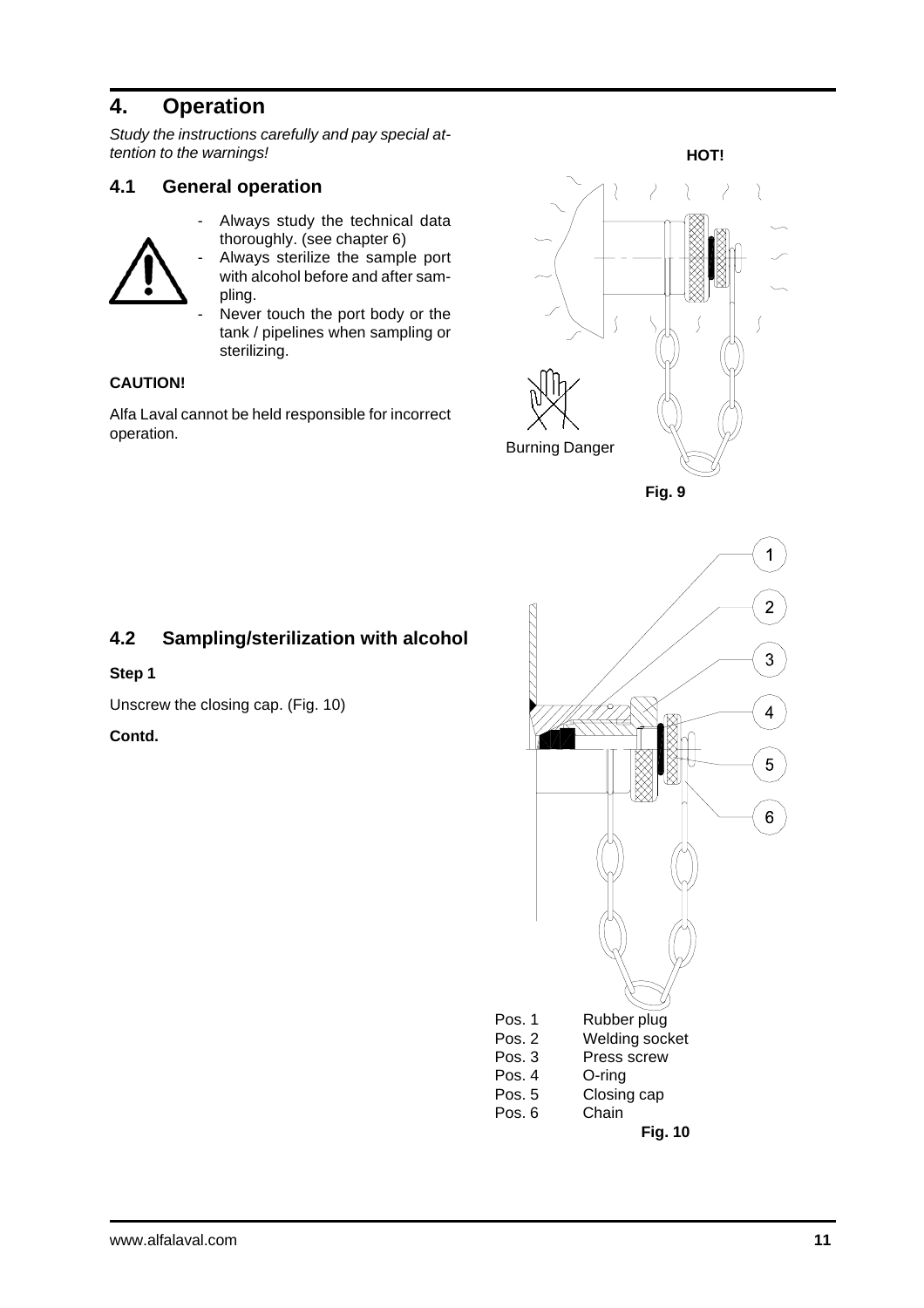# 4. Operation

*Study the instructions carefully and pay special attention to the warnings!*

## 4.1 General operation

- Always study the technical data thoroughly. (see chapter 6)
- Always sterilize the sample port with alcohol before and after sampling.
- Never touch the port body or the tank / pipelines when sampling or sterilizing.

**CAUTION!**

Alfa Laval cannot be held responsible for incorrect operation.

HOT!

Burning Danger

**Fig. 9**

## 4.2 Sampling/sterilization with alcohol

**Step 1**

Unscrew the closing cap. (Fig. 10)

**Contd.**

| | |
|---|---|
| Pos. 1 | Rubber plug |
| Pos. 2 | Welding socket |
| Pos. 3 | Press screw |
| Pos. 4 | O-ring |
| Pos. 5 | Closing cap |
| Pos. 6 | Chain |

**Fig. 10**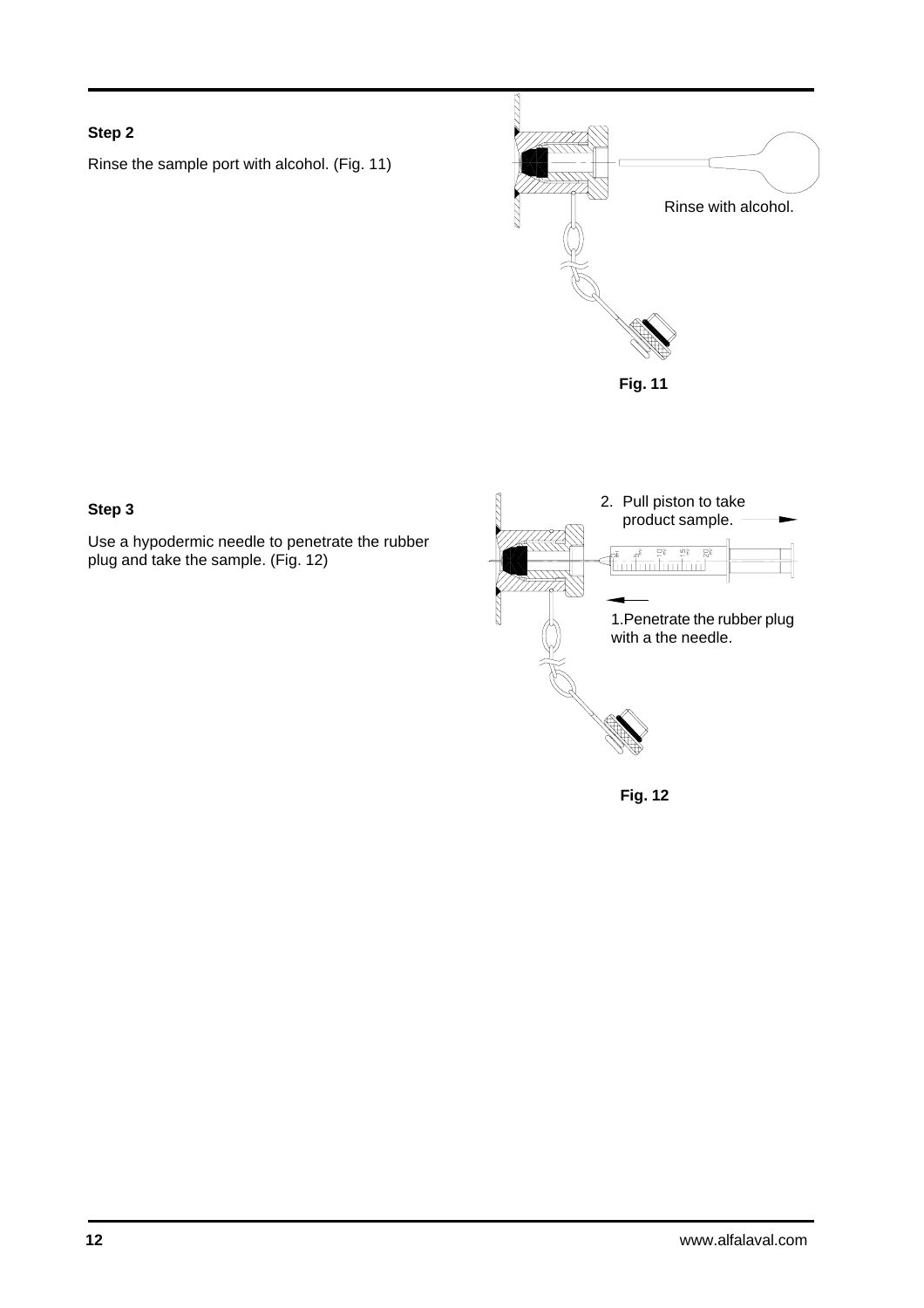**Step 2**

Rinse the sample port with alcohol. (Fig. 11)

Rinse with alcohol.

**Fig. 11**

**Step 3**

Use a hypodermic needle to penetrate the rubber plug and take the sample. (Fig. 12)

2. Pull piston to take product sample.

1. Penetrate the rubber plug with a the needle.

**Fig. 12**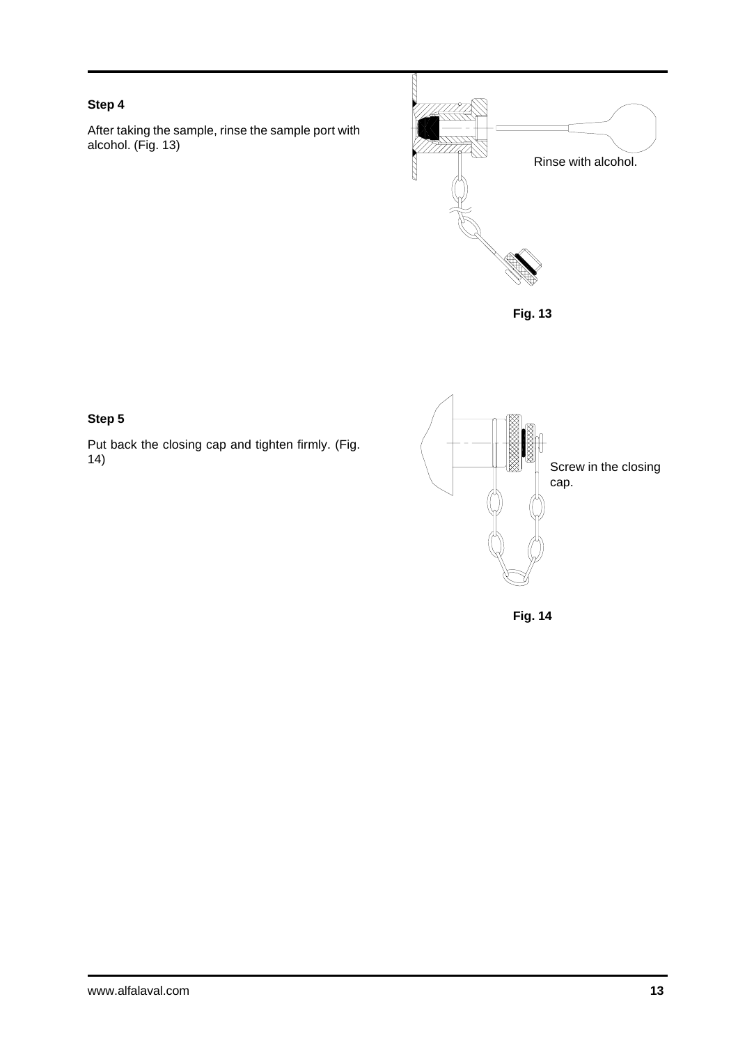**Step 4**

After taking the sample, rinse the sample port with alcohol. (Fig. 13)

Rinse with alcohol.

**Fig. 13**

**Step 5**

Put back the closing cap and tighten firmly. (Fig. 14)

Screw in the closing cap.

**Fig. 14**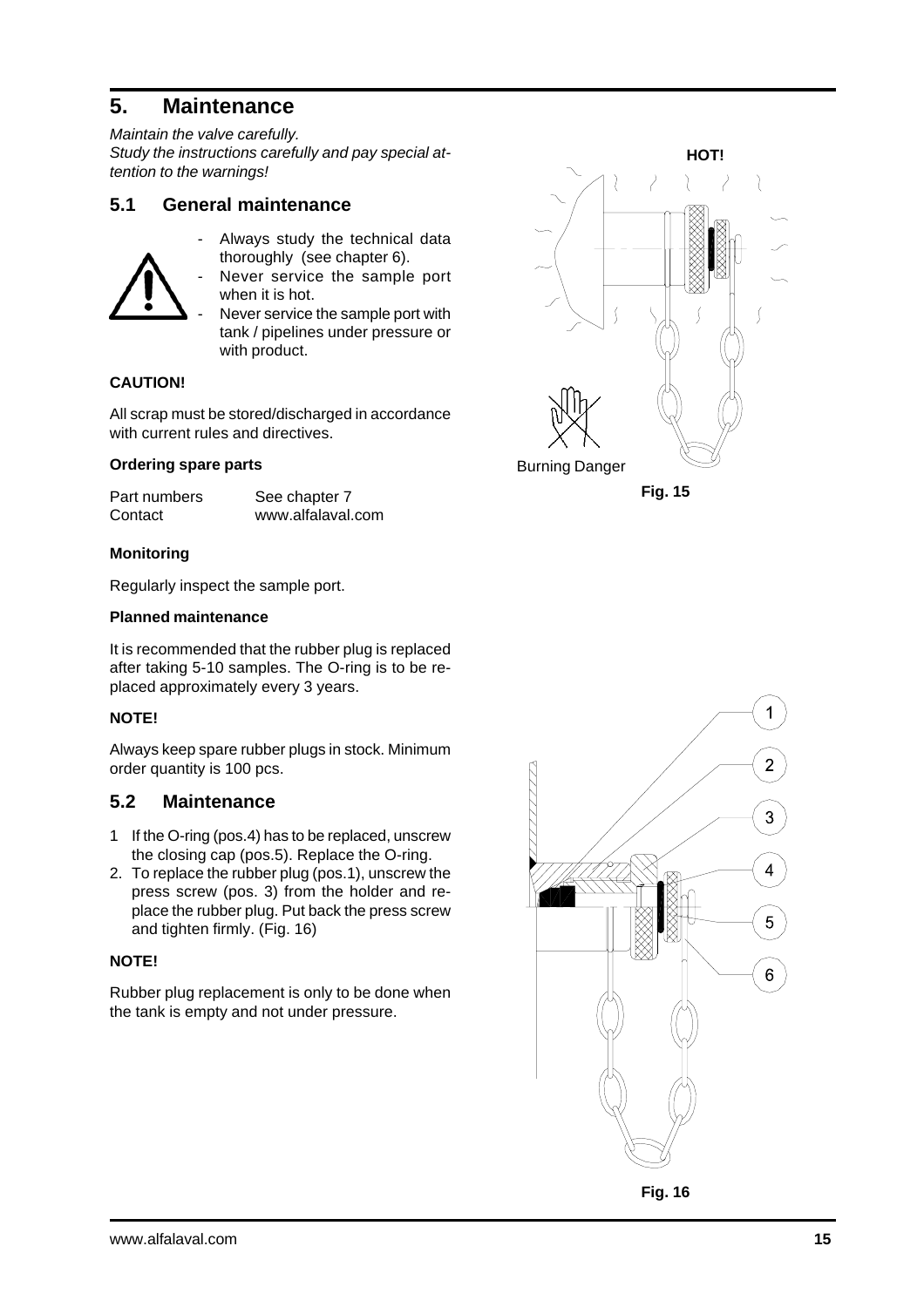## 5. Maintenance

*Maintain the valve carefully.*
*Study the instructions carefully and pay special attention to the warnings!*

### 5.1 General maintenance

- Always study the technical data thoroughly (see chapter 6).
- Never service the sample port when it is hot.
- Never service the sample port with tank / pipelines under pressure or with product.

**CAUTION!**

All scrap must be stored/discharged in accordance with current rules and directives.

**Ordering spare parts**

| Part numbers | See chapter 7 |
|---|---|
| Contact | www.alfalaval.com |

**Monitoring**

Regularly inspect the sample port.

**Planned maintenance**

It is recommended that the rubber plug is replaced after taking 5-10 samples. The O-ring is to be replaced approximately every 3 years.

**NOTE!**

Always keep spare rubber plugs in stock. Minimum order quantity is 100 pcs.

### 5.2 Maintenance

1 If the O-ring (pos.4) has to be replaced, unscrew the closing cap (pos.5). Replace the O-ring.
2. To replace the rubber plug (pos.1), unscrew the press screw (pos. 3) from the holder and replace the rubber plug. Put back the press screw and tighten firmly. (Fig. 16)

**NOTE!**

Rubber plug replacement is only to be done when the tank is empty and not under pressure.

HOT!

Burning Danger

**Fig. 15**

**Fig. 16**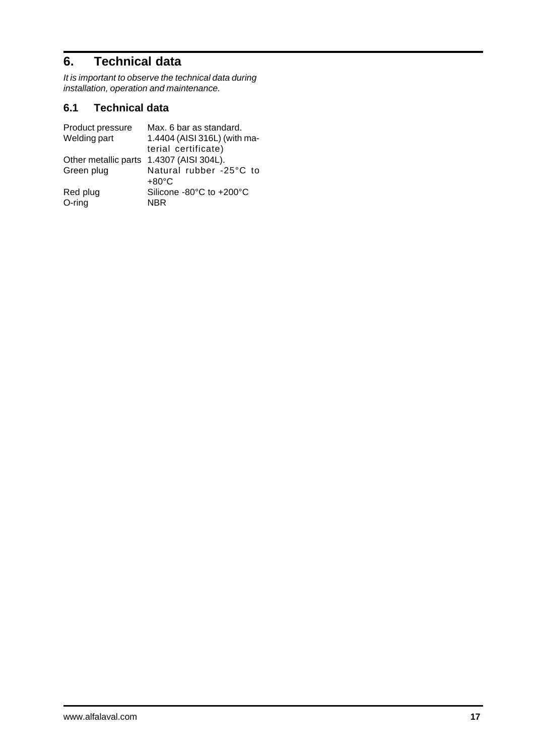# 6. Technical data

*It is important to observe the technical data during installation, operation and maintenance.*

## 6.1 Technical data

| | |
|---|---|
| Product pressure | Max. 6 bar as standard. |
| Welding part | 1.4404 (AISI 316L) (with material certificate) |
| Other metallic parts | 1.4307 (AISI 304L). |
| Green plug | Natural rubber -25°C to +80°C |
| Red plug | Silicone -80°C to +200°C |
| O-ring | NBR |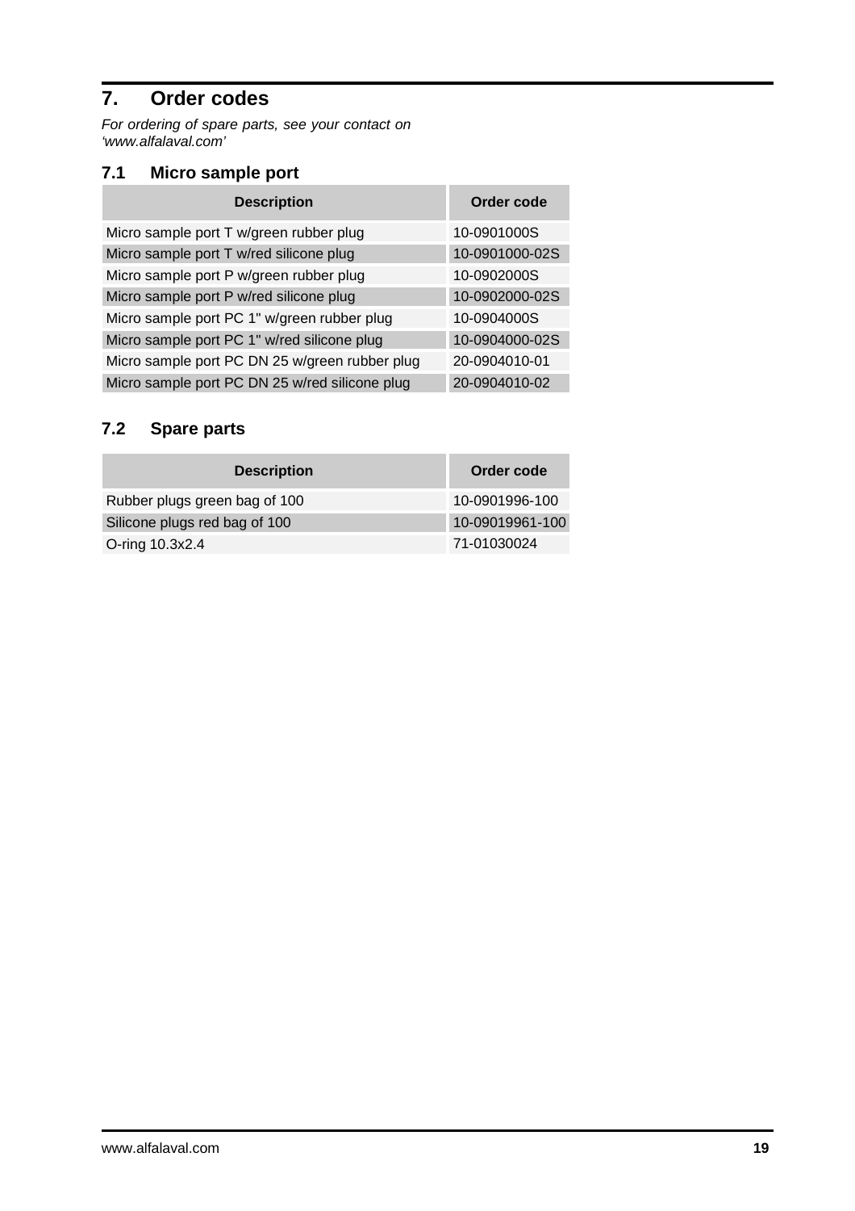# 7. Order codes

*For ordering of spare parts, see your contact on 'www.alfalaval.com'*

## 7.1 Micro sample port

| Description | Order code |
|---|---|
| Micro sample port T w/green rubber plug | 10-0901000S |
| Micro sample port T w/red silicone plug | 10-0901000-02S |
| Micro sample port P w/green rubber plug | 10-0902000S |
| Micro sample port P w/red silicone plug | 10-0902000-02S |
| Micro sample port PC 1" w/green rubber plug | 10-0904000S |
| Micro sample port PC 1" w/red silicone plug | 10-0904000-02S |
| Micro sample port PC DN 25 w/green rubber plug | 20-0904010-01 |
| Micro sample port PC DN 25 w/red silicone plug | 20-0904010-02 |

## 7.2 Spare parts

| Description | Order code |
|---|---|
| Rubber plugs green bag of 100 | 10-0901996-100 |
| Silicone plugs red bag of 100 | 10-09019961-100 |
| O-ring 10.3x2.4 | 71-01030024 |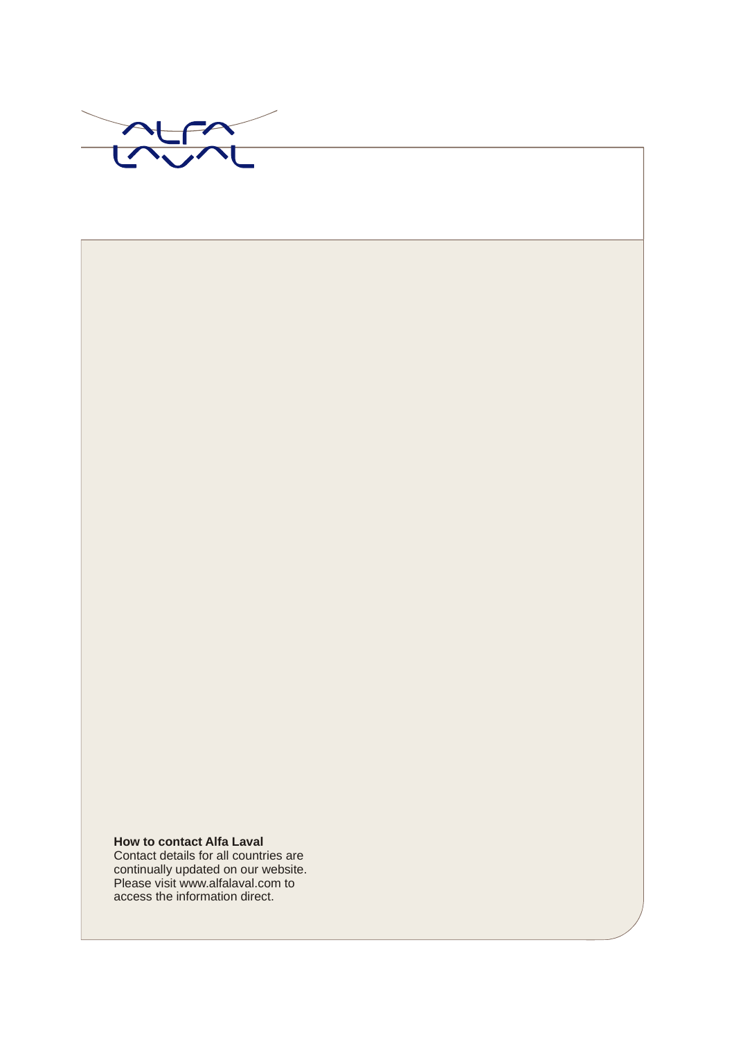**How to contact Alfa Laval**
Contact details for all countries are continually updated on our website. Please visit www.alfalaval.com to access the information direct.